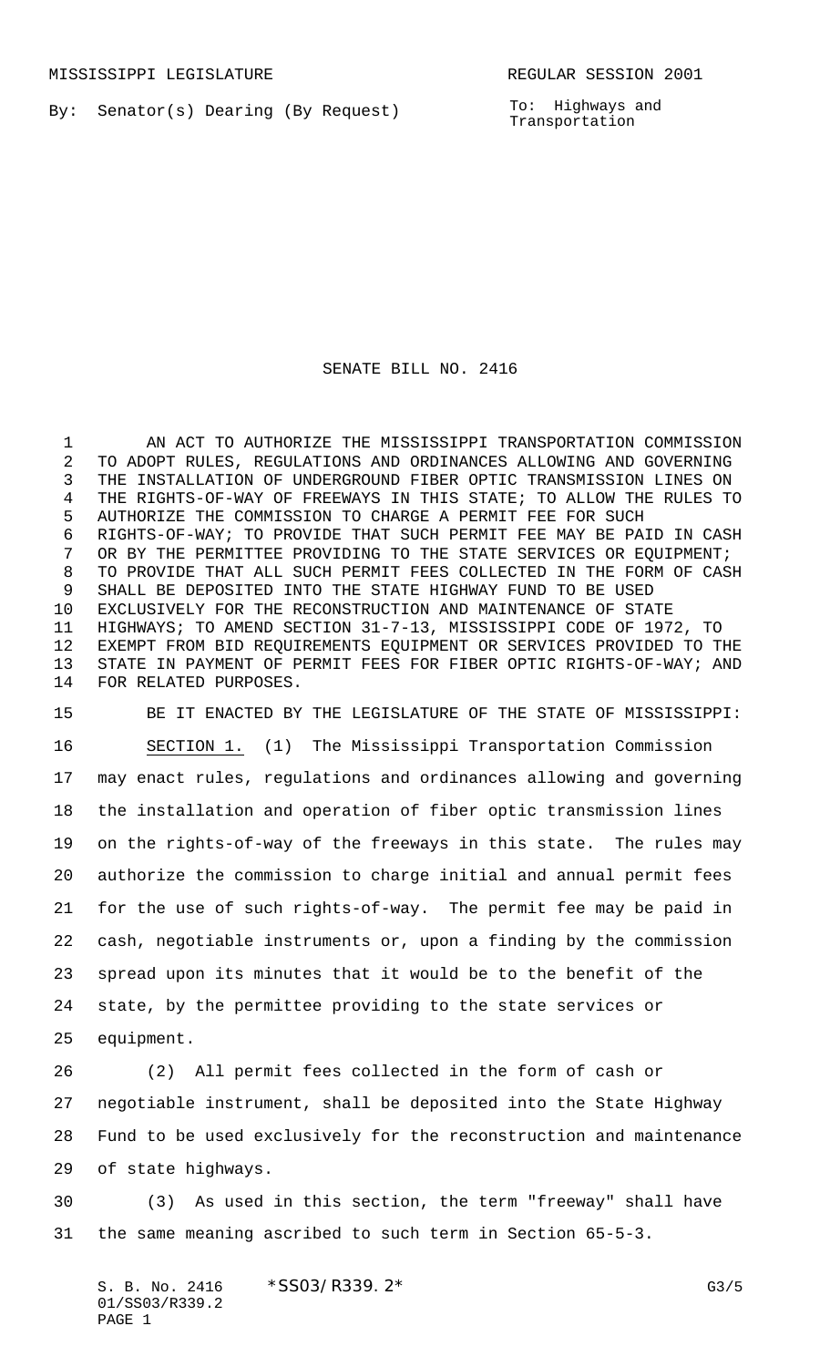MISSISSIPPI LEGISLATURE REGULAR SESSION 2001

By: Senator(s) Dearing (By Request)

To: Highways and Transportation

# SENATE BILL NO. 2416

AN ACT TO AUTHORIZE THE MISSISSIPPI TRANSPORTATION COMMISSION TO ADOPT RULES, REGULATIONS AND ORDINANCES ALLOWING AND GOVERNING THE INSTALLATION OF UNDERGROUND FIBER OPTIC TRANSMISSION LINES ON THE RIGHTS-OF-WAY OF FREEWAYS IN THIS STATE; TO ALLOW THE RULES TO AUTHORIZE THE COMMISSION TO CHARGE A PERMIT FEE FOR SUCH RIGHTS-OF-WAY; TO PROVIDE THAT SUCH PERMIT FEE MAY BE PAID IN CASH OR BY THE PERMITTEE PROVIDING TO THE STATE SERVICES OR EQUIPMENT; TO PROVIDE THAT ALL SUCH PERMIT FEES COLLECTED IN THE FORM OF CASH SHALL BE DEPOSITED INTO THE STATE HIGHWAY FUND TO BE USED EXCLUSIVELY FOR THE RECONSTRUCTION AND MAINTENANCE OF STATE HIGHWAYS; TO AMEND SECTION 31-7-13, MISSISSIPPI CODE OF 1972, TO EXEMPT FROM BID REQUIREMENTS EQUIPMENT OR SERVICES PROVIDED TO THE STATE IN PAYMENT OF PERMIT FEES FOR FIBER OPTIC RIGHTS-OF-WAY; AND FOR RELATED PURPOSES.

BE IT ENACTED BY THE LEGISLATURE OF THE STATE OF MISSISSIPPI:

SECTION 1. (1) The Mississippi Transportation Commission may enact rules, regulations and ordinances allowing and governing the installation and operation of fiber optic transmission lines on the rights-of-way of the freeways in this state. The rules may authorize the commission to charge initial and annual permit fees for the use of such rights-of-way. The permit fee may be paid in cash, negotiable instruments or, upon a finding by the commission spread upon its minutes that it would be to the benefit of the state, by the permittee providing to the state services or equipment.

(2) All permit fees collected in the form of cash or negotiable instrument, shall be deposited into the State Highway Fund to be used exclusively for the reconstruction and maintenance of state highways.

(3) As used in this section, the term "freeway" shall have the same meaning ascribed to such term in Section 65-5-3.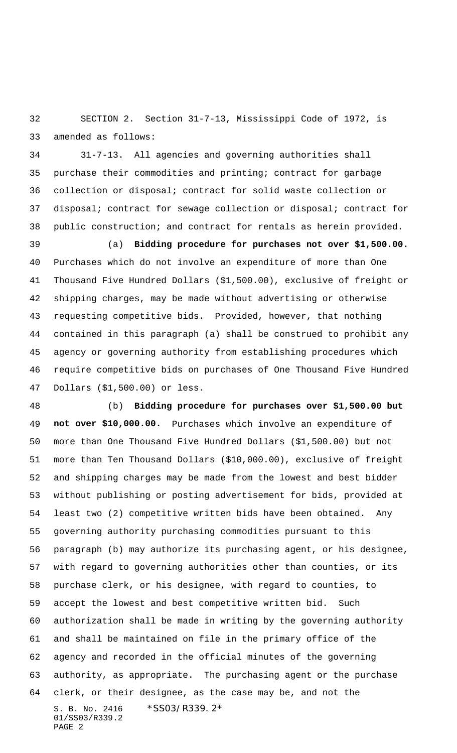SECTION 2. Section 31-7-13, Mississippi Code of 1972, is amended as follows:

31-7-13. All agencies and governing authorities shall purchase their commodities and printing; contract for garbage collection or disposal; contract for solid waste collection or disposal; contract for sewage collection or disposal; contract for public construction; and contract for rentals as herein provided.

(a) **Bidding procedure for purchases not over $1,500.00.** Purchases which do not involve an expenditure of more than One Thousand Five Hundred Dollars ($1,500.00), exclusive of freight or shipping charges, may be made without advertising or otherwise requesting competitive bids. Provided, however, that nothing contained in this paragraph (a) shall be construed to prohibit any agency or governing authority from establishing procedures which require competitive bids on purchases of One Thousand Five Hundred Dollars ($1,500.00) or less.

(b) **Bidding procedure for purchases over $1,500.00 but not over $10,000.00.** Purchases which involve an expenditure of more than One Thousand Five Hundred Dollars ($1,500.00) but not more than Ten Thousand Dollars ($10,000.00), exclusive of freight and shipping charges may be made from the lowest and best bidder without publishing or posting advertisement for bids, provided at least two (2) competitive written bids have been obtained. Any governing authority purchasing commodities pursuant to this paragraph (b) may authorize its purchasing agent, or his designee, with regard to governing authorities other than counties, or its purchase clerk, or his designee, with regard to counties, to accept the lowest and best competitive written bid. Such authorization shall be made in writing by the governing authority and shall be maintained on file in the primary office of the agency and recorded in the official minutes of the governing authority, as appropriate. The purchasing agent or the purchase clerk, or their designee, as the case may be, and not the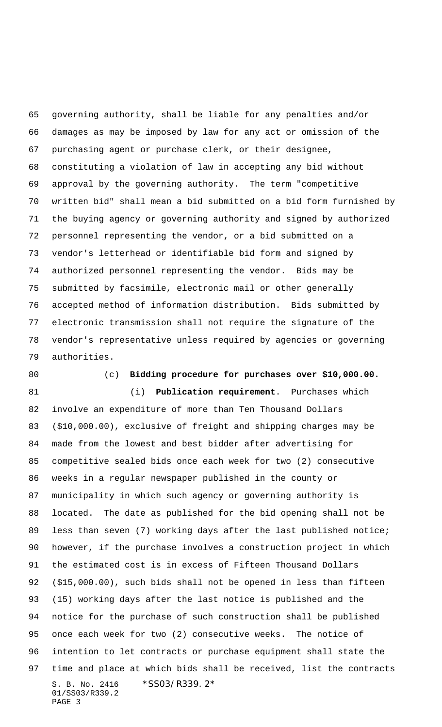governing authority, shall be liable for any penalties and/or damages as may be imposed by law for any act or omission of the purchasing agent or purchase clerk, or their designee, constituting a violation of law in accepting any bid without approval by the governing authority. The term "competitive written bid" shall mean a bid submitted on a bid form furnished by the buying agency or governing authority and signed by authorized personnel representing the vendor, or a bid submitted on a vendor's letterhead or identifiable bid form and signed by authorized personnel representing the vendor. Bids may be submitted by facsimile, electronic mail or other generally accepted method of information distribution. Bids submitted by electronic transmission shall not require the signature of the vendor's representative unless required by agencies or governing authorities.

(c) **Bidding procedure for purchases over $10,000.00.**

(i) **Publication requirement**. Purchases which involve an expenditure of more than Ten Thousand Dollars ($10,000.00), exclusive of freight and shipping charges may be made from the lowest and best bidder after advertising for competitive sealed bids once each week for two (2) consecutive weeks in a regular newspaper published in the county or municipality in which such agency or governing authority is located. The date as published for the bid opening shall not be less than seven (7) working days after the last published notice; however, if the purchase involves a construction project in which the estimated cost is in excess of Fifteen Thousand Dollars ($15,000.00), such bids shall not be opened in less than fifteen (15) working days after the last notice is published and the notice for the purchase of such construction shall be published once each week for two (2) consecutive weeks. The notice of intention to let contracts or purchase equipment shall state the time and place at which bids shall be received, list the contracts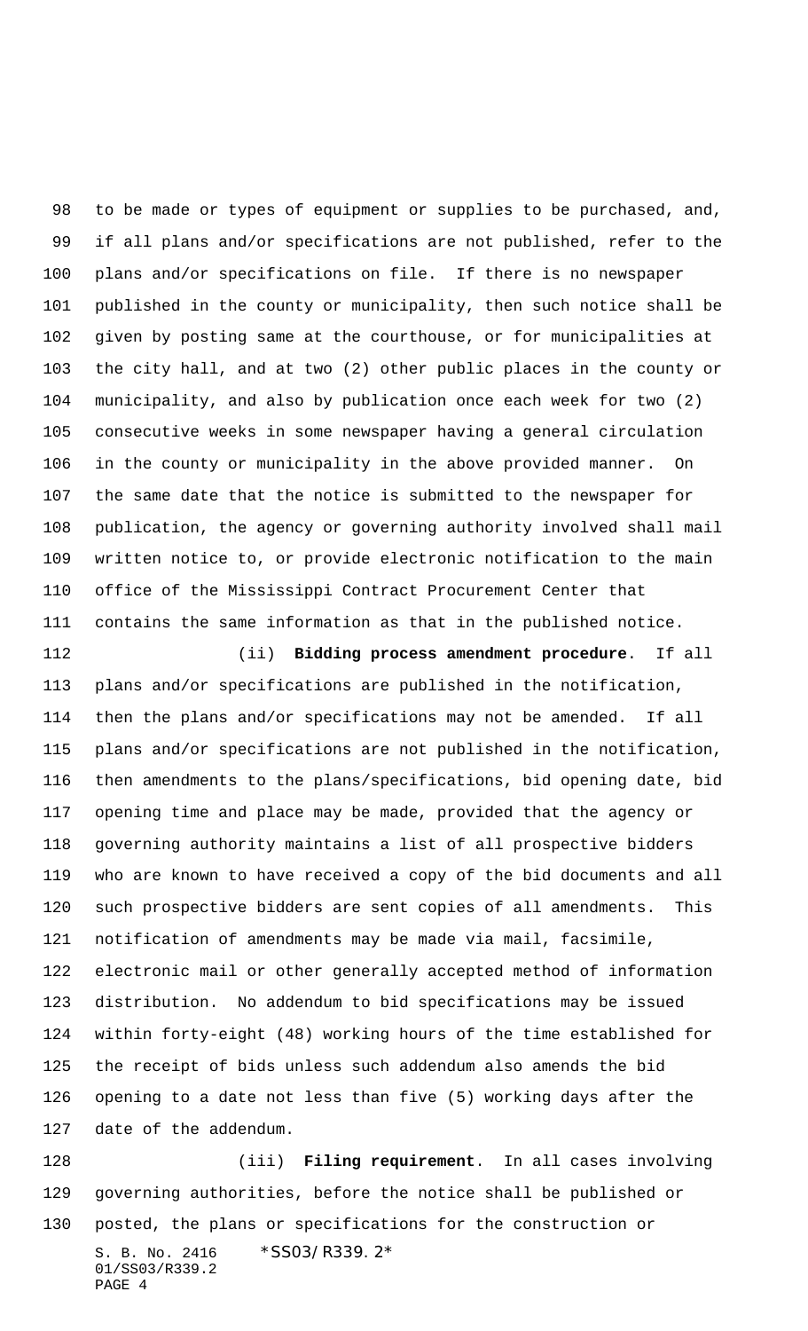to be made or types of equipment or supplies to be purchased, and, if all plans and/or specifications are not published, refer to the plans and/or specifications on file. If there is no newspaper published in the county or municipality, then such notice shall be given by posting same at the courthouse, or for municipalities at the city hall, and at two (2) other public places in the county or municipality, and also by publication once each week for two (2) consecutive weeks in some newspaper having a general circulation in the county or municipality in the above provided manner. On the same date that the notice is submitted to the newspaper for publication, the agency or governing authority involved shall mail written notice to, or provide electronic notification to the main office of the Mississippi Contract Procurement Center that contains the same information as that in the published notice.

(ii) **Bidding process amendment procedure**. If all plans and/or specifications are published in the notification, then the plans and/or specifications may not be amended. If all plans and/or specifications are not published in the notification, then amendments to the plans/specifications, bid opening date, bid opening time and place may be made, provided that the agency or governing authority maintains a list of all prospective bidders who are known to have received a copy of the bid documents and all such prospective bidders are sent copies of all amendments. This notification of amendments may be made via mail, facsimile, electronic mail or other generally accepted method of information distribution. No addendum to bid specifications may be issued within forty-eight (48) working hours of the time established for the receipt of bids unless such addendum also amends the bid opening to a date not less than five (5) working days after the date of the addendum.

(iii) **Filing requirement**. In all cases involving governing authorities, before the notice shall be published or posted, the plans or specifications for the construction or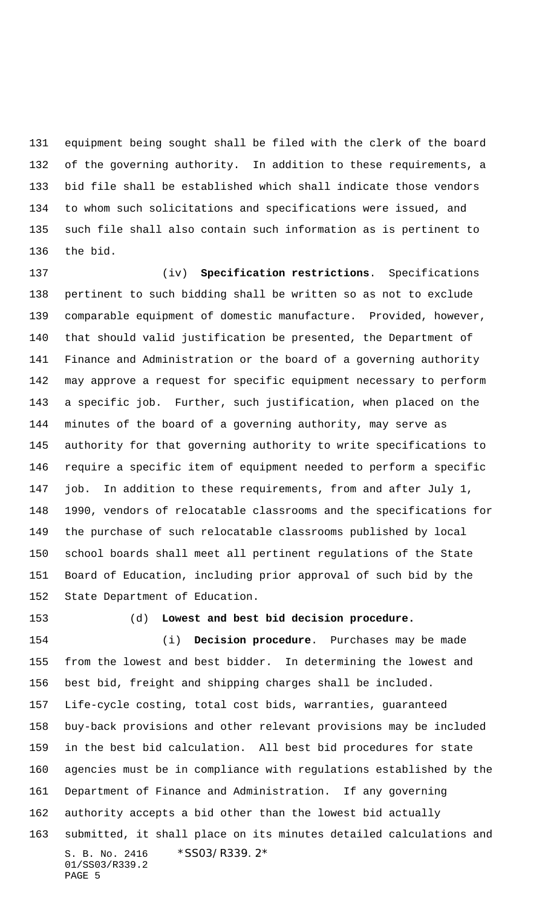equipment being sought shall be filed with the clerk of the board of the governing authority. In addition to these requirements, a bid file shall be established which shall indicate those vendors to whom such solicitations and specifications were issued, and such file shall also contain such information as is pertinent to the bid.

(iv) **Specification restrictions**. Specifications pertinent to such bidding shall be written so as not to exclude comparable equipment of domestic manufacture. Provided, however, that should valid justification be presented, the Department of Finance and Administration or the board of a governing authority may approve a request for specific equipment necessary to perform a specific job. Further, such justification, when placed on the minutes of the board of a governing authority, may serve as authority for that governing authority to write specifications to require a specific item of equipment needed to perform a specific job. In addition to these requirements, from and after July 1, 1990, vendors of relocatable classrooms and the specifications for the purchase of such relocatable classrooms published by local school boards shall meet all pertinent regulations of the State Board of Education, including prior approval of such bid by the State Department of Education.

(d) **Lowest and best bid decision procedure.**

(i) **Decision procedure**. Purchases may be made from the lowest and best bidder. In determining the lowest and best bid, freight and shipping charges shall be included. Life-cycle costing, total cost bids, warranties, guaranteed buy-back provisions and other relevant provisions may be included in the best bid calculation. All best bid procedures for state agencies must be in compliance with regulations established by the Department of Finance and Administration. If any governing authority accepts a bid other than the lowest bid actually submitted, it shall place on its minutes detailed calculations and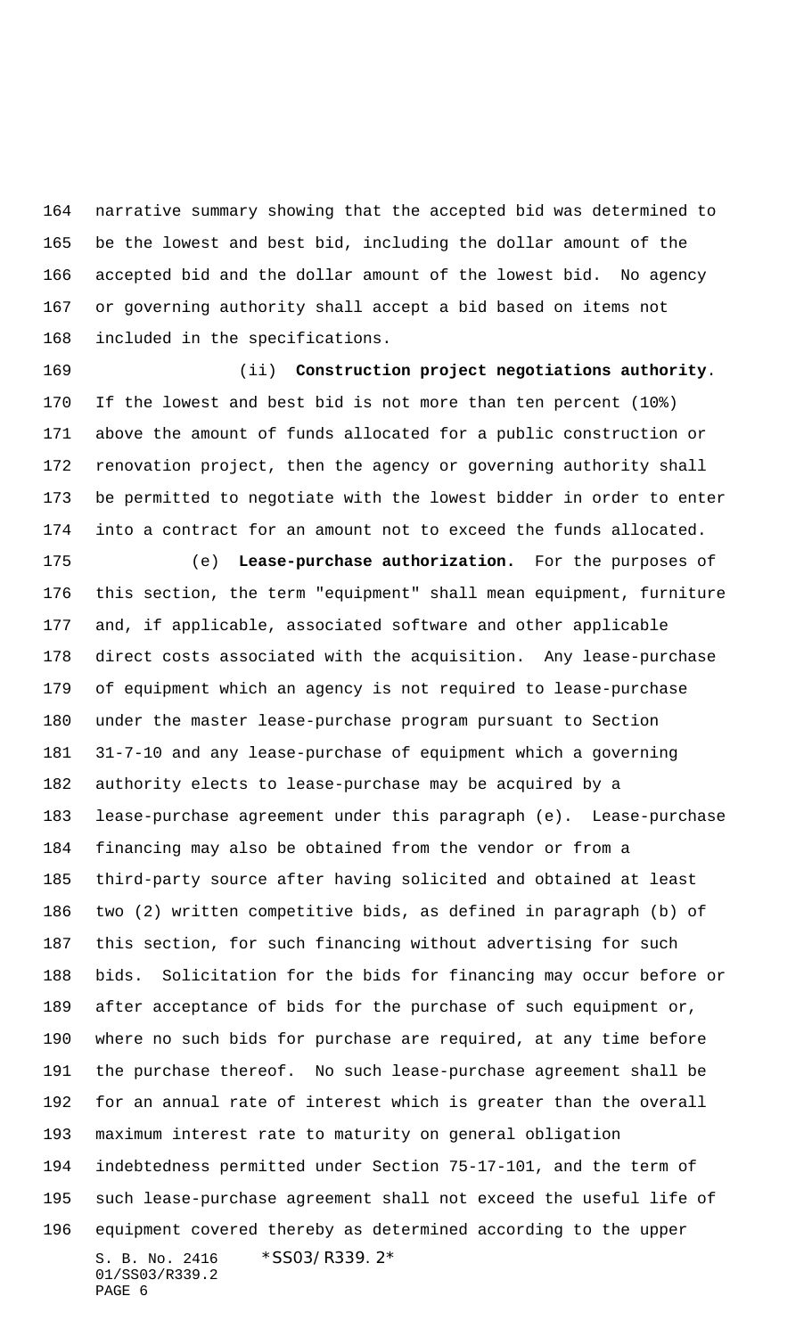narrative summary showing that the accepted bid was determined to be the lowest and best bid, including the dollar amount of the accepted bid and the dollar amount of the lowest bid. No agency or governing authority shall accept a bid based on items not included in the specifications.

(ii) **Construction project negotiations authority**. If the lowest and best bid is not more than ten percent (10%) above the amount of funds allocated for a public construction or renovation project, then the agency or governing authority shall be permitted to negotiate with the lowest bidder in order to enter into a contract for an amount not to exceed the funds allocated.

(e) **Lease-purchase authorization.** For the purposes of this section, the term "equipment" shall mean equipment, furniture and, if applicable, associated software and other applicable direct costs associated with the acquisition. Any lease-purchase of equipment which an agency is not required to lease-purchase under the master lease-purchase program pursuant to Section 31-7-10 and any lease-purchase of equipment which a governing authority elects to lease-purchase may be acquired by a lease-purchase agreement under this paragraph (e). Lease-purchase financing may also be obtained from the vendor or from a third-party source after having solicited and obtained at least two (2) written competitive bids, as defined in paragraph (b) of this section, for such financing without advertising for such bids. Solicitation for the bids for financing may occur before or after acceptance of bids for the purchase of such equipment or, where no such bids for purchase are required, at any time before the purchase thereof. No such lease-purchase agreement shall be for an annual rate of interest which is greater than the overall maximum interest rate to maturity on general obligation indebtedness permitted under Section 75-17-101, and the term of such lease-purchase agreement shall not exceed the useful life of equipment covered thereby as determined according to the upper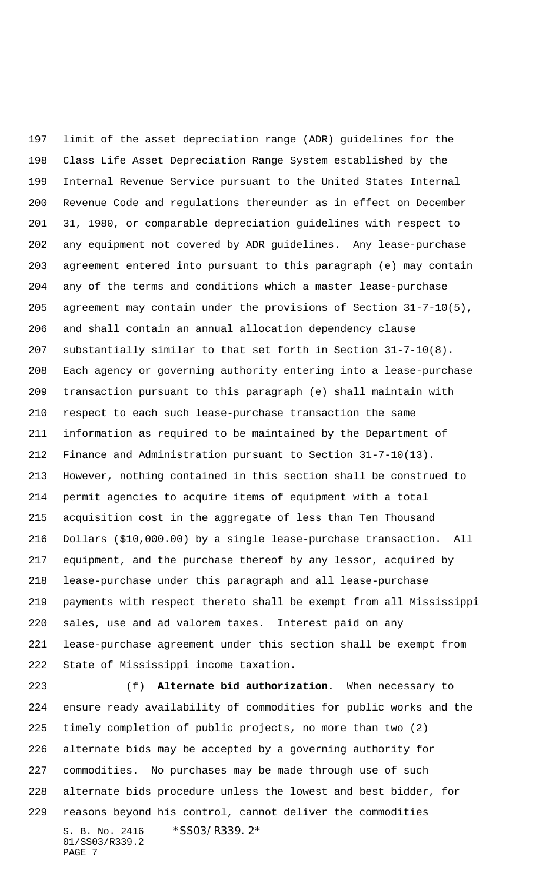limit of the asset depreciation range (ADR) guidelines for the Class Life Asset Depreciation Range System established by the Internal Revenue Service pursuant to the United States Internal Revenue Code and regulations thereunder as in effect on December 31, 1980, or comparable depreciation guidelines with respect to any equipment not covered by ADR guidelines. Any lease-purchase agreement entered into pursuant to this paragraph (e) may contain any of the terms and conditions which a master lease-purchase agreement may contain under the provisions of Section 31-7-10(5), and shall contain an annual allocation dependency clause substantially similar to that set forth in Section 31-7-10(8). Each agency or governing authority entering into a lease-purchase transaction pursuant to this paragraph (e) shall maintain with respect to each such lease-purchase transaction the same information as required to be maintained by the Department of Finance and Administration pursuant to Section 31-7-10(13). However, nothing contained in this section shall be construed to permit agencies to acquire items of equipment with a total acquisition cost in the aggregate of less than Ten Thousand Dollars ($10,000.00) by a single lease-purchase transaction. All equipment, and the purchase thereof by any lessor, acquired by lease-purchase under this paragraph and all lease-purchase payments with respect thereto shall be exempt from all Mississippi sales, use and ad valorem taxes. Interest paid on any lease-purchase agreement under this section shall be exempt from State of Mississippi income taxation.

(f) **Alternate bid authorization.** When necessary to ensure ready availability of commodities for public works and the timely completion of public projects, no more than two (2) alternate bids may be accepted by a governing authority for commodities. No purchases may be made through use of such alternate bids procedure unless the lowest and best bidder, for reasons beyond his control, cannot deliver the commodities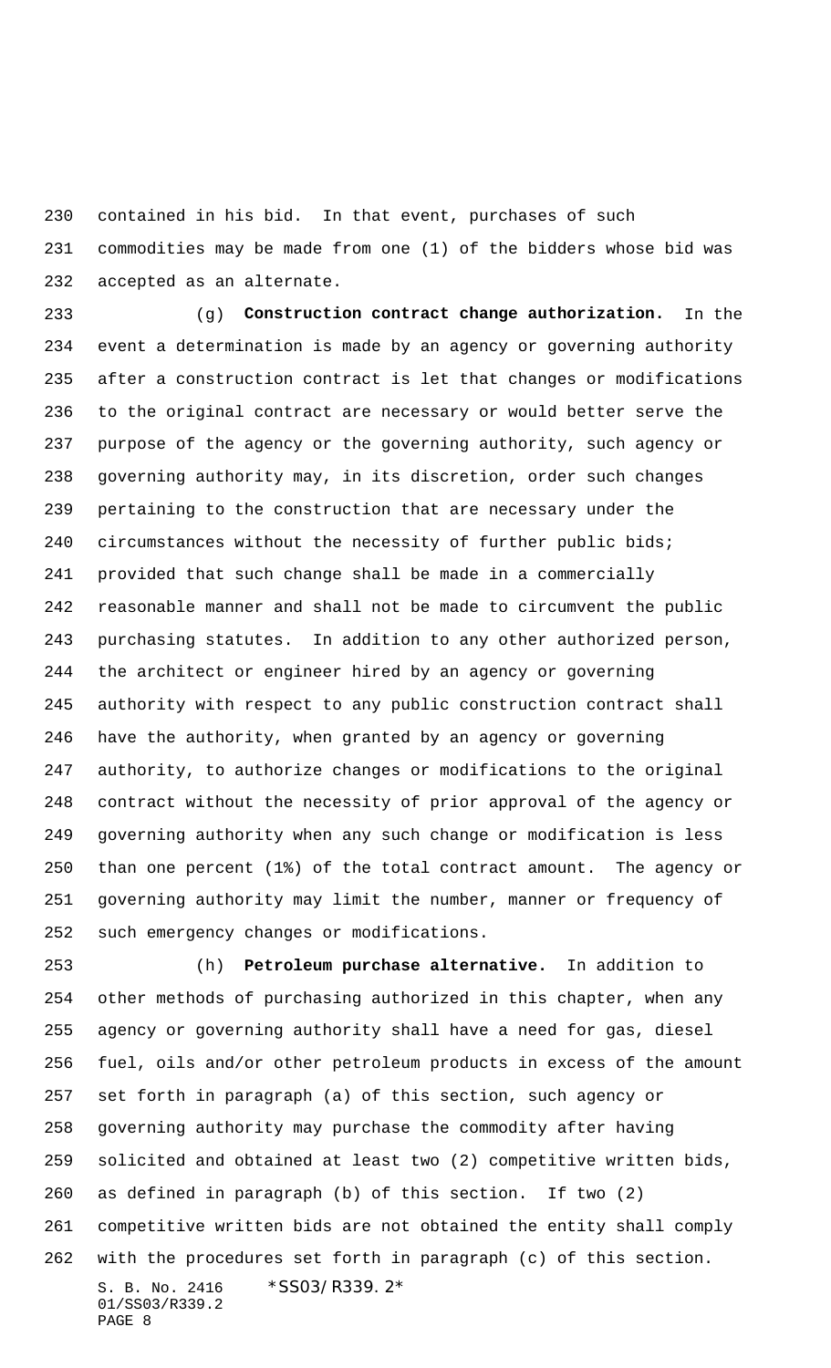contained in his bid. In that event, purchases of such commodities may be made from one (1) of the bidders whose bid was accepted as an alternate.

(g) **Construction contract change authorization.** In the event a determination is made by an agency or governing authority after a construction contract is let that changes or modifications to the original contract are necessary or would better serve the purpose of the agency or the governing authority, such agency or governing authority may, in its discretion, order such changes pertaining to the construction that are necessary under the circumstances without the necessity of further public bids; provided that such change shall be made in a commercially reasonable manner and shall not be made to circumvent the public purchasing statutes. In addition to any other authorized person, the architect or engineer hired by an agency or governing authority with respect to any public construction contract shall have the authority, when granted by an agency or governing authority, to authorize changes or modifications to the original contract without the necessity of prior approval of the agency or governing authority when any such change or modification is less than one percent (1%) of the total contract amount. The agency or governing authority may limit the number, manner or frequency of such emergency changes or modifications.

(h) **Petroleum purchase alternative.** In addition to other methods of purchasing authorized in this chapter, when any agency or governing authority shall have a need for gas, diesel fuel, oils and/or other petroleum products in excess of the amount set forth in paragraph (a) of this section, such agency or governing authority may purchase the commodity after having solicited and obtained at least two (2) competitive written bids, as defined in paragraph (b) of this section. If two (2) competitive written bids are not obtained the entity shall comply with the procedures set forth in paragraph (c) of this section.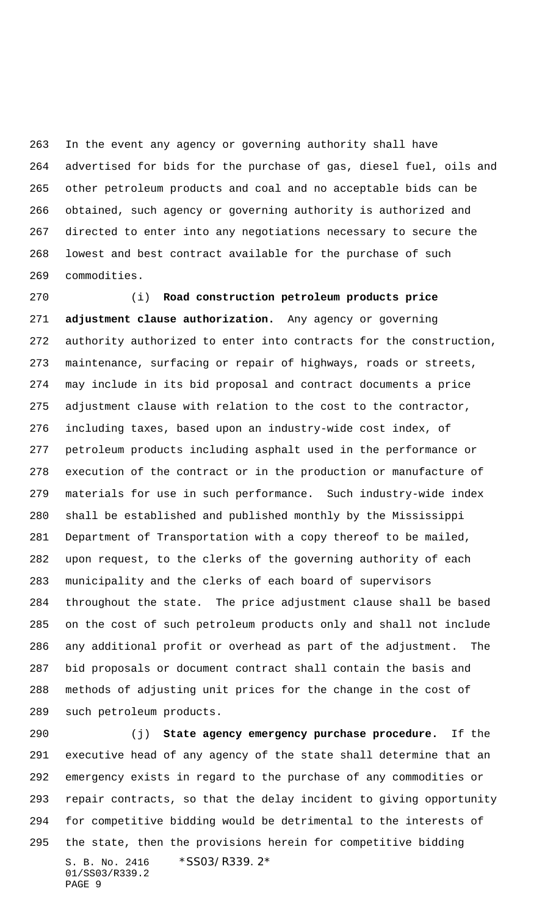In the event any agency or governing authority shall have advertised for bids for the purchase of gas, diesel fuel, oils and other petroleum products and coal and no acceptable bids can be obtained, such agency or governing authority is authorized and directed to enter into any negotiations necessary to secure the lowest and best contract available for the purchase of such commodities.

(i) **Road construction petroleum products price adjustment clause authorization.** Any agency or governing authority authorized to enter into contracts for the construction, maintenance, surfacing or repair of highways, roads or streets, may include in its bid proposal and contract documents a price adjustment clause with relation to the cost to the contractor, including taxes, based upon an industry-wide cost index, of petroleum products including asphalt used in the performance or execution of the contract or in the production or manufacture of materials for use in such performance. Such industry-wide index shall be established and published monthly by the Mississippi Department of Transportation with a copy thereof to be mailed, upon request, to the clerks of the governing authority of each municipality and the clerks of each board of supervisors throughout the state. The price adjustment clause shall be based on the cost of such petroleum products only and shall not include any additional profit or overhead as part of the adjustment. The bid proposals or document contract shall contain the basis and methods of adjusting unit prices for the change in the cost of such petroleum products.

(j) **State agency emergency purchase procedure.** If the executive head of any agency of the state shall determine that an emergency exists in regard to the purchase of any commodities or repair contracts, so that the delay incident to giving opportunity for competitive bidding would be detrimental to the interests of the state, then the provisions herein for competitive bidding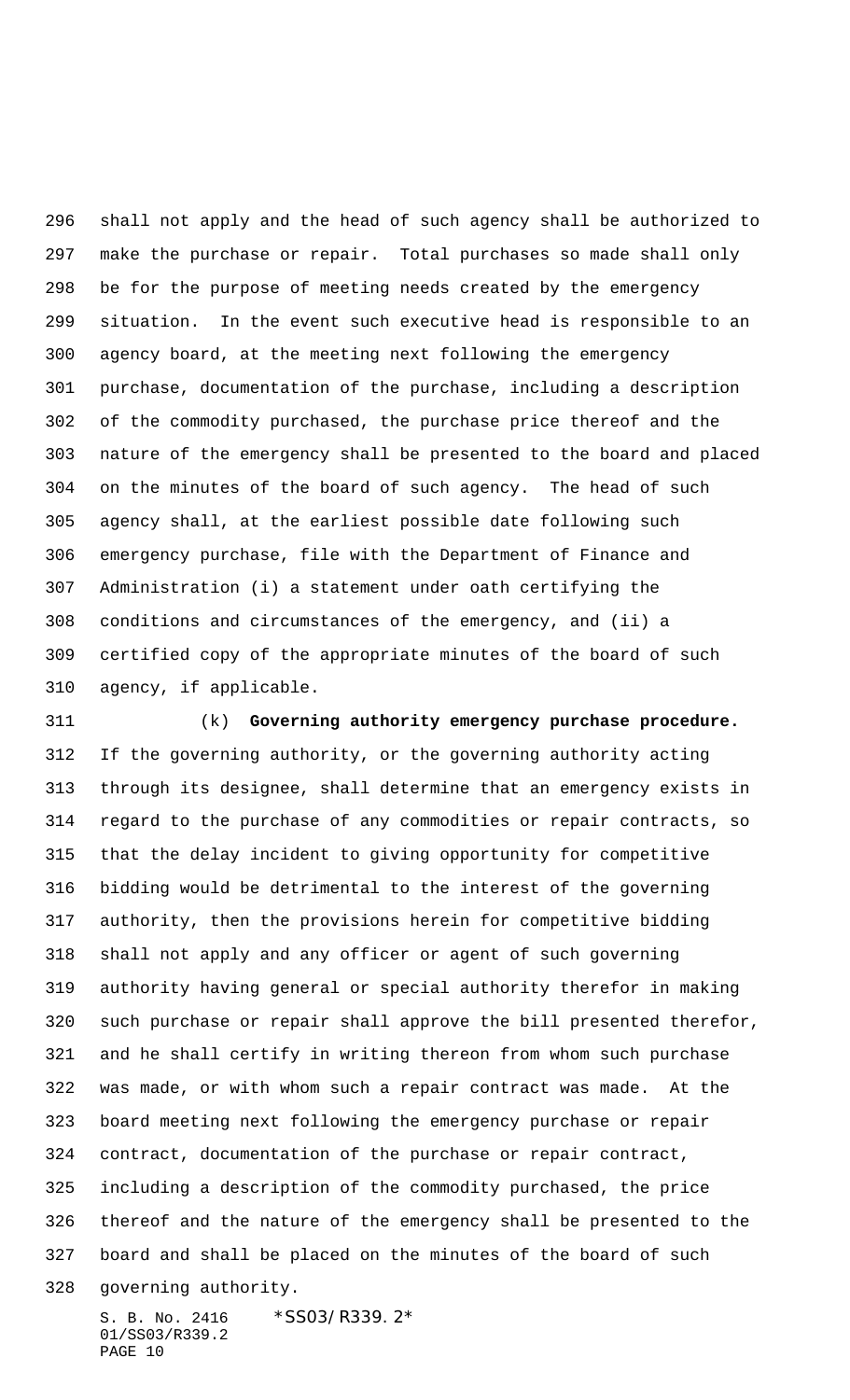shall not apply and the head of such agency shall be authorized to make the purchase or repair. Total purchases so made shall only be for the purpose of meeting needs created by the emergency situation. In the event such executive head is responsible to an agency board, at the meeting next following the emergency purchase, documentation of the purchase, including a description of the commodity purchased, the purchase price thereof and the nature of the emergency shall be presented to the board and placed on the minutes of the board of such agency. The head of such agency shall, at the earliest possible date following such emergency purchase, file with the Department of Finance and Administration (i) a statement under oath certifying the conditions and circumstances of the emergency, and (ii) a certified copy of the appropriate minutes of the board of such agency, if applicable.

(k) **Governing authority emergency purchase procedure.** If the governing authority, or the governing authority acting through its designee, shall determine that an emergency exists in regard to the purchase of any commodities or repair contracts, so that the delay incident to giving opportunity for competitive bidding would be detrimental to the interest of the governing authority, then the provisions herein for competitive bidding shall not apply and any officer or agent of such governing authority having general or special authority therefor in making such purchase or repair shall approve the bill presented therefor, and he shall certify in writing thereon from whom such purchase was made, or with whom such a repair contract was made. At the board meeting next following the emergency purchase or repair contract, documentation of the purchase or repair contract, including a description of the commodity purchased, the price thereof and the nature of the emergency shall be presented to the board and shall be placed on the minutes of the board of such governing authority.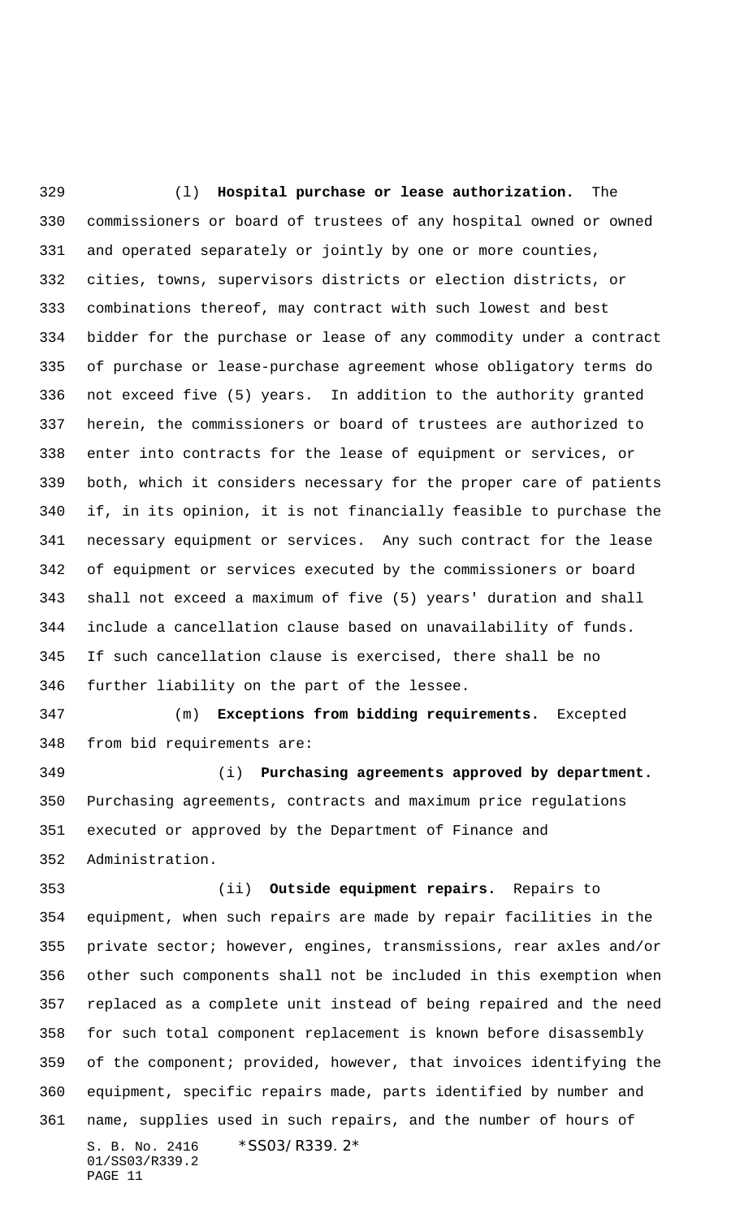(l) **Hospital purchase or lease authorization.** The commissioners or board of trustees of any hospital owned or owned and operated separately or jointly by one or more counties, cities, towns, supervisors districts or election districts, or combinations thereof, may contract with such lowest and best bidder for the purchase or lease of any commodity under a contract of purchase or lease-purchase agreement whose obligatory terms do not exceed five (5) years. In addition to the authority granted herein, the commissioners or board of trustees are authorized to enter into contracts for the lease of equipment or services, or both, which it considers necessary for the proper care of patients if, in its opinion, it is not financially feasible to purchase the necessary equipment or services. Any such contract for the lease of equipment or services executed by the commissioners or board shall not exceed a maximum of five (5) years' duration and shall include a cancellation clause based on unavailability of funds. If such cancellation clause is exercised, there shall be no further liability on the part of the lessee.

(m) **Exceptions from bidding requirements.** Excepted from bid requirements are:

(i) **Purchasing agreements approved by department.** Purchasing agreements, contracts and maximum price regulations executed or approved by the Department of Finance and Administration.

(ii) **Outside equipment repairs.** Repairs to equipment, when such repairs are made by repair facilities in the private sector; however, engines, transmissions, rear axles and/or other such components shall not be included in this exemption when replaced as a complete unit instead of being repaired and the need for such total component replacement is known before disassembly of the component; provided, however, that invoices identifying the equipment, specific repairs made, parts identified by number and name, supplies used in such repairs, and the number of hours of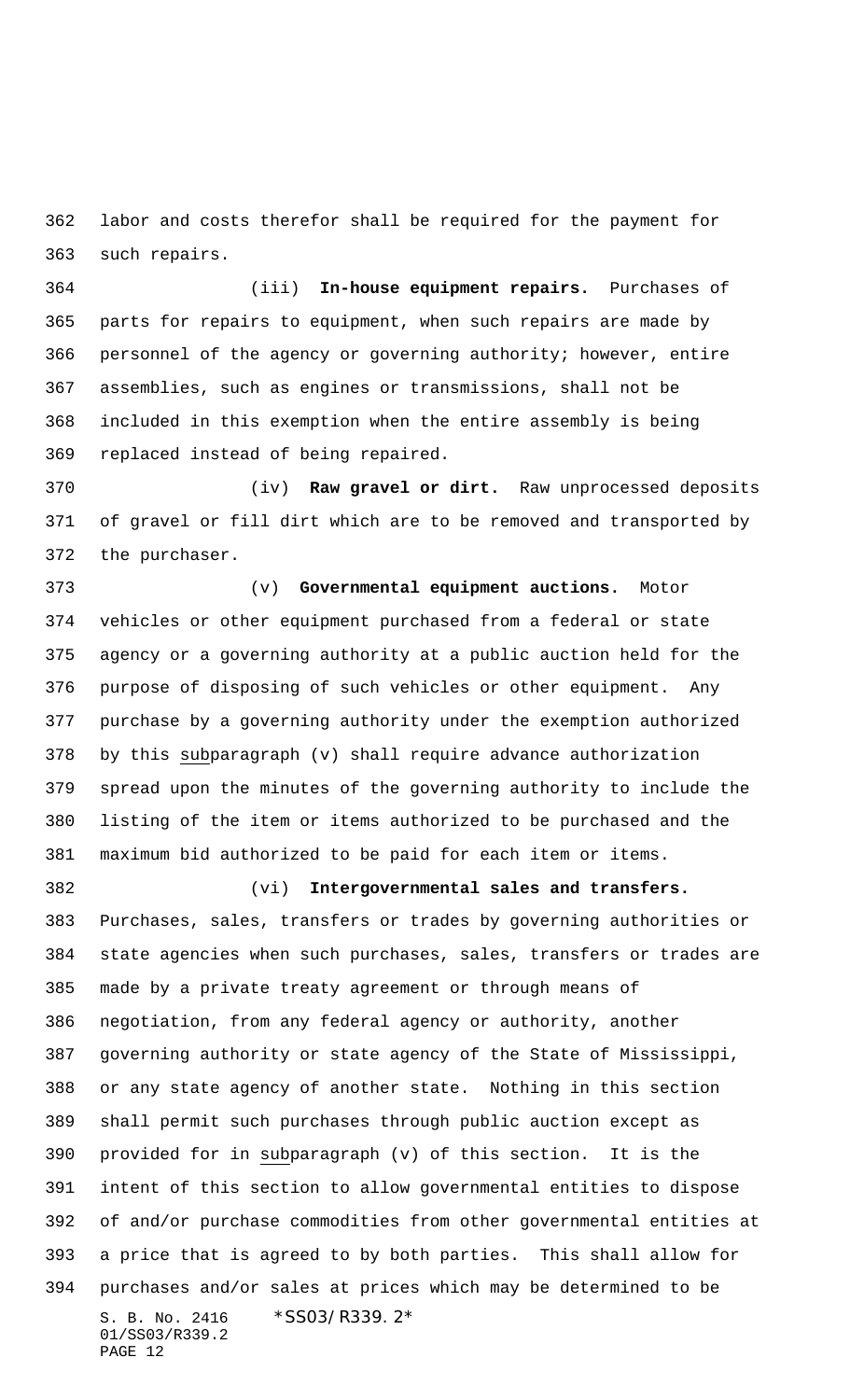labor and costs therefor shall be required for the payment for such repairs.

(iii) **In-house equipment repairs.** Purchases of parts for repairs to equipment, when such repairs are made by personnel of the agency or governing authority; however, entire assemblies, such as engines or transmissions, shall not be included in this exemption when the entire assembly is being replaced instead of being repaired.

(iv) **Raw gravel or dirt.** Raw unprocessed deposits of gravel or fill dirt which are to be removed and transported by the purchaser.

(v) **Governmental equipment auctions.** Motor vehicles or other equipment purchased from a federal or state agency or a governing authority at a public auction held for the purpose of disposing of such vehicles or other equipment. Any purchase by a governing authority under the exemption authorized by this subparagraph (v) shall require advance authorization spread upon the minutes of the governing authority to include the listing of the item or items authorized to be purchased and the maximum bid authorized to be paid for each item or items.

(vi) **Intergovernmental sales and transfers.** Purchases, sales, transfers or trades by governing authorities or state agencies when such purchases, sales, transfers or trades are made by a private treaty agreement or through means of negotiation, from any federal agency or authority, another governing authority or state agency of the State of Mississippi, or any state agency of another state. Nothing in this section shall permit such purchases through public auction except as provided for in subparagraph (v) of this section. It is the intent of this section to allow governmental entities to dispose of and/or purchase commodities from other governmental entities at a price that is agreed to by both parties. This shall allow for purchases and/or sales at prices which may be determined to be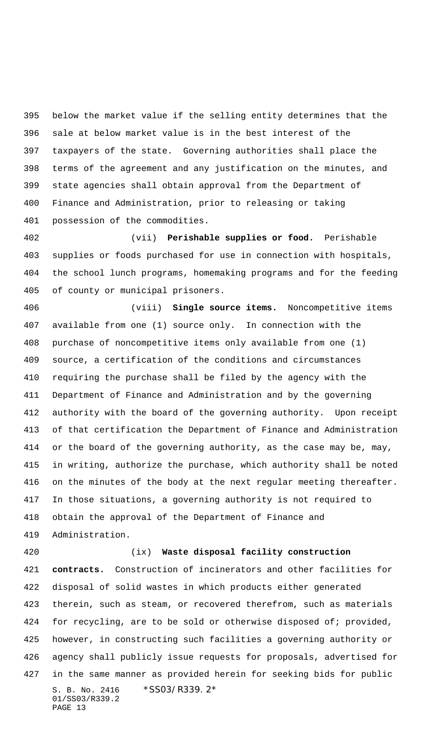below the market value if the selling entity determines that the sale at below market value is in the best interest of the taxpayers of the state. Governing authorities shall place the terms of the agreement and any justification on the minutes, and state agencies shall obtain approval from the Department of Finance and Administration, prior to releasing or taking possession of the commodities.

(vii) **Perishable supplies or food.** Perishable supplies or foods purchased for use in connection with hospitals, the school lunch programs, homemaking programs and for the feeding of county or municipal prisoners.

(viii) **Single source items.** Noncompetitive items available from one (1) source only. In connection with the purchase of noncompetitive items only available from one (1) source, a certification of the conditions and circumstances requiring the purchase shall be filed by the agency with the Department of Finance and Administration and by the governing authority with the board of the governing authority. Upon receipt of that certification the Department of Finance and Administration or the board of the governing authority, as the case may be, may, in writing, authorize the purchase, which authority shall be noted on the minutes of the body at the next regular meeting thereafter. In those situations, a governing authority is not required to obtain the approval of the Department of Finance and Administration.

(ix) **Waste disposal facility construction contracts.** Construction of incinerators and other facilities for disposal of solid wastes in which products either generated therein, such as steam, or recovered therefrom, such as materials for recycling, are to be sold or otherwise disposed of; provided, however, in constructing such facilities a governing authority or agency shall publicly issue requests for proposals, advertised for in the same manner as provided herein for seeking bids for public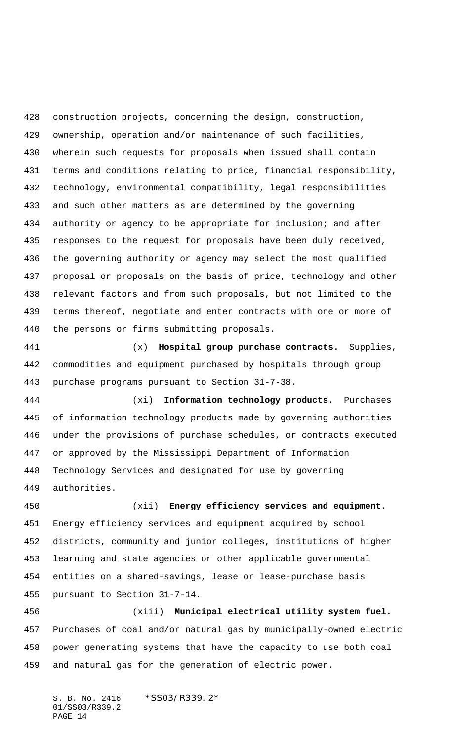construction projects, concerning the design, construction, ownership, operation and/or maintenance of such facilities, wherein such requests for proposals when issued shall contain terms and conditions relating to price, financial responsibility, technology, environmental compatibility, legal responsibilities and such other matters as are determined by the governing authority or agency to be appropriate for inclusion; and after responses to the request for proposals have been duly received, the governing authority or agency may select the most qualified proposal or proposals on the basis of price, technology and other relevant factors and from such proposals, but not limited to the terms thereof, negotiate and enter contracts with one or more of the persons or firms submitting proposals.

(x) **Hospital group purchase contracts.** Supplies, commodities and equipment purchased by hospitals through group purchase programs pursuant to Section 31-7-38.

(xi) **Information technology products.** Purchases of information technology products made by governing authorities under the provisions of purchase schedules, or contracts executed or approved by the Mississippi Department of Information Technology Services and designated for use by governing authorities.

(xii) **Energy efficiency services and equipment.** Energy efficiency services and equipment acquired by school districts, community and junior colleges, institutions of higher learning and state agencies or other applicable governmental entities on a shared-savings, lease or lease-purchase basis pursuant to Section 31-7-14.

(xiii) **Municipal electrical utility system fuel.** Purchases of coal and/or natural gas by municipally-owned electric power generating systems that have the capacity to use both coal and natural gas for the generation of electric power.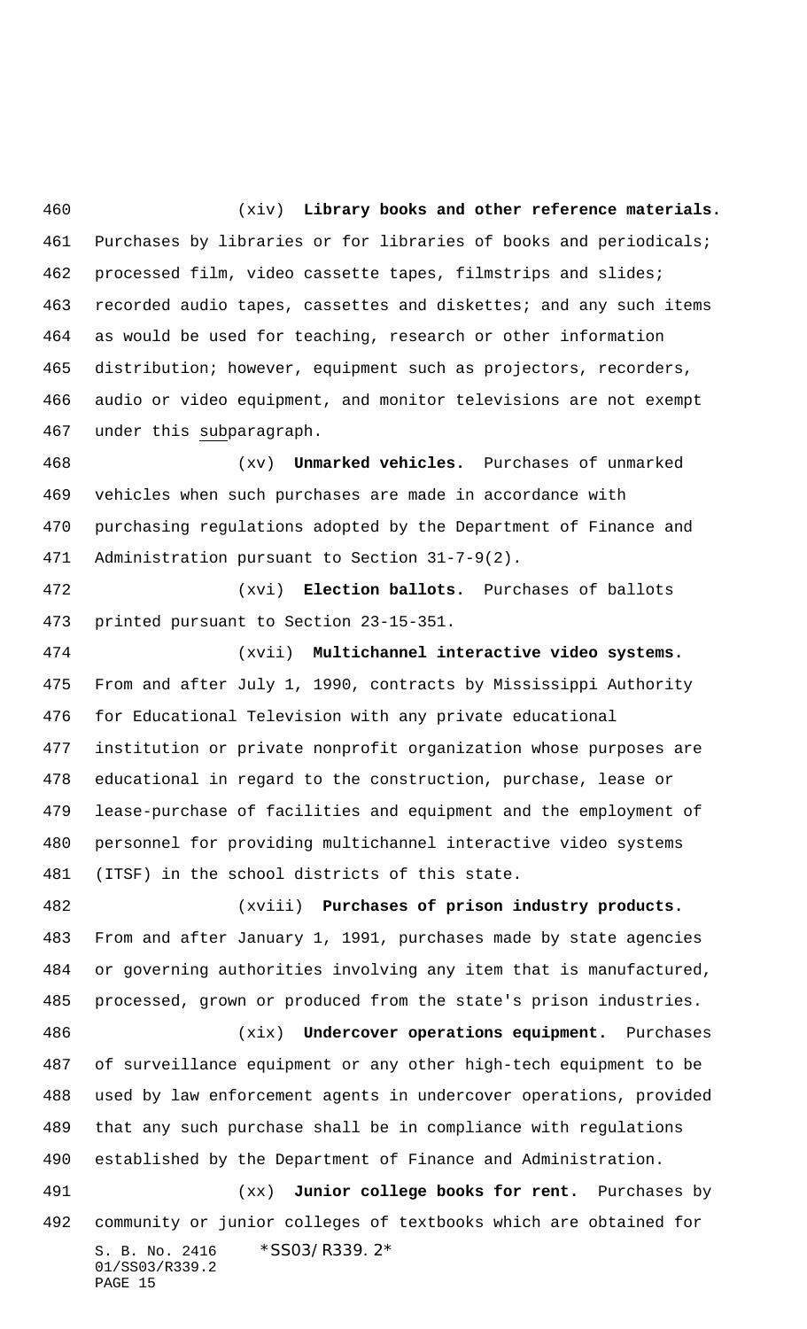(xiv) **Library books and other reference materials.** Purchases by libraries or for libraries of books and periodicals; processed film, video cassette tapes, filmstrips and slides; recorded audio tapes, cassettes and diskettes; and any such items as would be used for teaching, research or other information distribution; however, equipment such as projectors, recorders, audio or video equipment, and monitor televisions are not exempt under this subparagraph.

(xv) **Unmarked vehicles.** Purchases of unmarked vehicles when such purchases are made in accordance with purchasing regulations adopted by the Department of Finance and Administration pursuant to Section 31-7-9(2).

(xvi) **Election ballots.** Purchases of ballots printed pursuant to Section 23-15-351.

(xvii) **Multichannel interactive video systems.** From and after July 1, 1990, contracts by Mississippi Authority for Educational Television with any private educational institution or private nonprofit organization whose purposes are educational in regard to the construction, purchase, lease or lease-purchase of facilities and equipment and the employment of personnel for providing multichannel interactive video systems (ITSF) in the school districts of this state.

(xviii) **Purchases of prison industry products.** From and after January 1, 1991, purchases made by state agencies or governing authorities involving any item that is manufactured, processed, grown or produced from the state's prison industries.

(xix) **Undercover operations equipment.** Purchases of surveillance equipment or any other high-tech equipment to be used by law enforcement agents in undercover operations, provided that any such purchase shall be in compliance with regulations established by the Department of Finance and Administration.

(xx) **Junior college books for rent.** Purchases by community or junior colleges of textbooks which are obtained for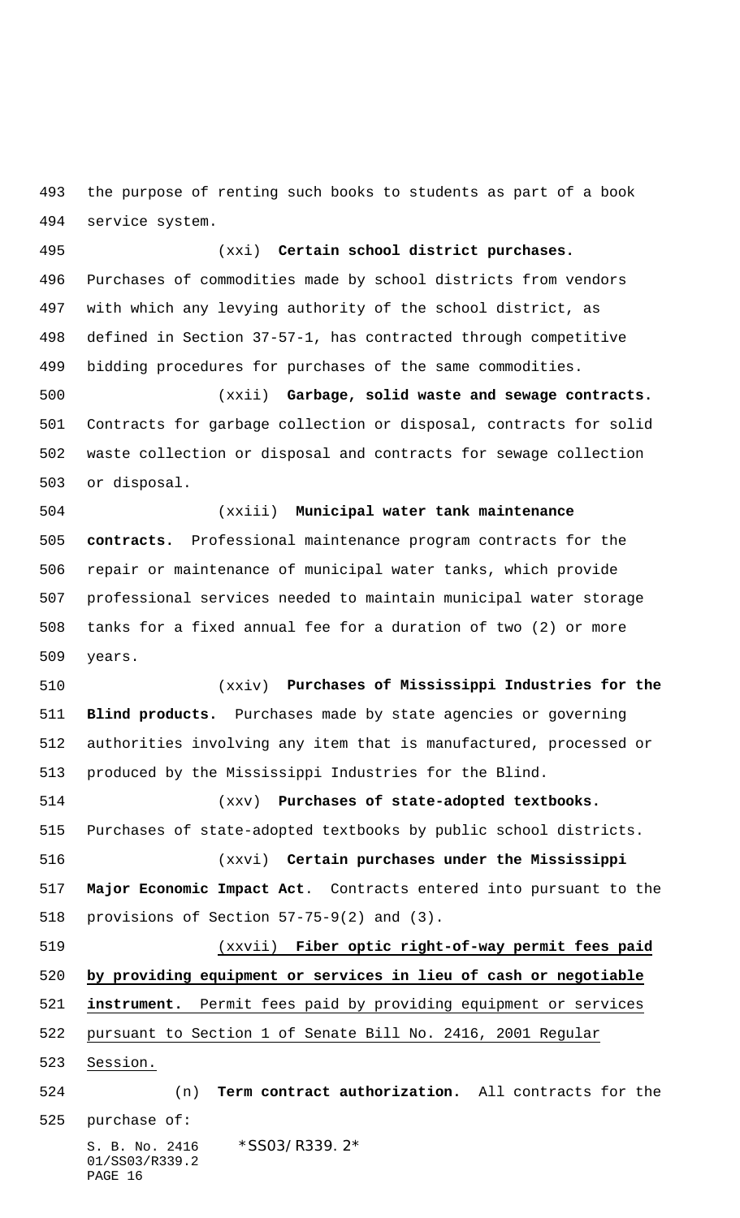the purpose of renting such books to students as part of a book service system.

(xxi) **Certain school district purchases.** Purchases of commodities made by school districts from vendors with which any levying authority of the school district, as defined in Section 37-57-1, has contracted through competitive bidding procedures for purchases of the same commodities.

(xxii) **Garbage, solid waste and sewage contracts.** Contracts for garbage collection or disposal, contracts for solid waste collection or disposal and contracts for sewage collection or disposal.

(xxiii) **Municipal water tank maintenance contracts.** Professional maintenance program contracts for the repair or maintenance of municipal water tanks, which provide professional services needed to maintain municipal water storage tanks for a fixed annual fee for a duration of two (2) or more years.

(xxiv) **Purchases of Mississippi Industries for the Blind products.** Purchases made by state agencies or governing authorities involving any item that is manufactured, processed or produced by the Mississippi Industries for the Blind.

(xxv) **Purchases of state-adopted textbooks.** Purchases of state-adopted textbooks by public school districts.

(xxvi) **Certain purchases under the Mississippi Major Economic Impact Act**. Contracts entered into pursuant to the provisions of Section 57-75-9(2) and (3).

(xxvii) **Fiber optic right-of-way permit fees paid by providing equipment or services in lieu of cash or negotiable instrument.** Permit fees paid by providing equipment or services pursuant to Section 1 of Senate Bill No. 2416, 2001 Regular Session.

(n) **Term contract authorization.** All contracts for the purchase of: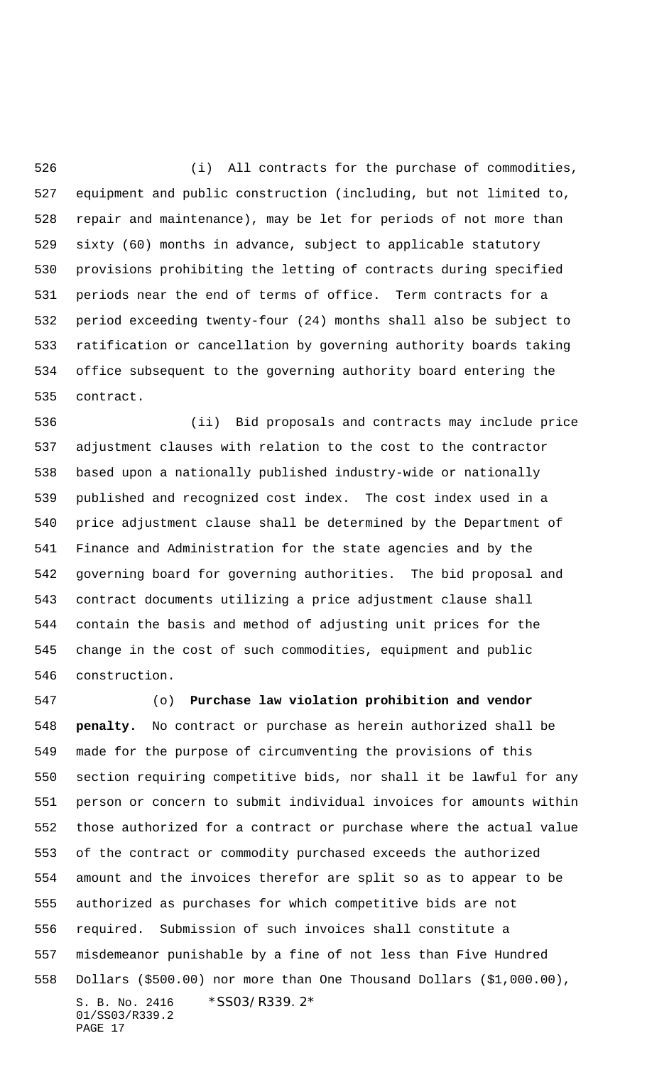(i) All contracts for the purchase of commodities, equipment and public construction (including, but not limited to, repair and maintenance), may be let for periods of not more than sixty (60) months in advance, subject to applicable statutory provisions prohibiting the letting of contracts during specified periods near the end of terms of office. Term contracts for a period exceeding twenty-four (24) months shall also be subject to ratification or cancellation by governing authority boards taking office subsequent to the governing authority board entering the contract.

(ii) Bid proposals and contracts may include price adjustment clauses with relation to the cost to the contractor based upon a nationally published industry-wide or nationally published and recognized cost index. The cost index used in a price adjustment clause shall be determined by the Department of Finance and Administration for the state agencies and by the governing board for governing authorities. The bid proposal and contract documents utilizing a price adjustment clause shall contain the basis and method of adjusting unit prices for the change in the cost of such commodities, equipment and public construction.

(o) **Purchase law violation prohibition and vendor penalty.** No contract or purchase as herein authorized shall be made for the purpose of circumventing the provisions of this section requiring competitive bids, nor shall it be lawful for any person or concern to submit individual invoices for amounts within those authorized for a contract or purchase where the actual value of the contract or commodity purchased exceeds the authorized amount and the invoices therefor are split so as to appear to be authorized as purchases for which competitive bids are not required. Submission of such invoices shall constitute a misdemeanor punishable by a fine of not less than Five Hundred Dollars ($500.00) nor more than One Thousand Dollars ($1,000.00),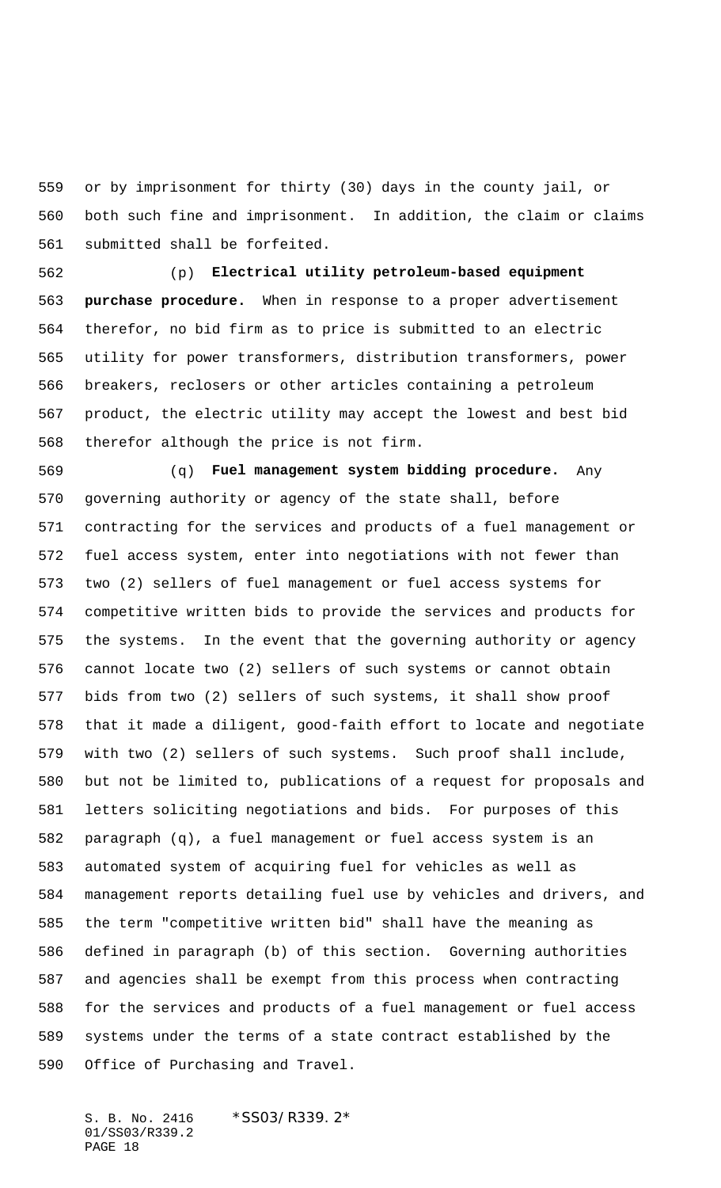or by imprisonment for thirty (30) days in the county jail, or both such fine and imprisonment. In addition, the claim or claims submitted shall be forfeited.

(p) **Electrical utility petroleum-based equipment purchase procedure.** When in response to a proper advertisement therefor, no bid firm as to price is submitted to an electric utility for power transformers, distribution transformers, power breakers, reclosers or other articles containing a petroleum product, the electric utility may accept the lowest and best bid therefor although the price is not firm.

(q) **Fuel management system bidding procedure.** Any governing authority or agency of the state shall, before contracting for the services and products of a fuel management or fuel access system, enter into negotiations with not fewer than two (2) sellers of fuel management or fuel access systems for competitive written bids to provide the services and products for the systems. In the event that the governing authority or agency cannot locate two (2) sellers of such systems or cannot obtain bids from two (2) sellers of such systems, it shall show proof that it made a diligent, good-faith effort to locate and negotiate with two (2) sellers of such systems. Such proof shall include, but not be limited to, publications of a request for proposals and letters soliciting negotiations and bids. For purposes of this paragraph (q), a fuel management or fuel access system is an automated system of acquiring fuel for vehicles as well as management reports detailing fuel use by vehicles and drivers, and the term "competitive written bid" shall have the meaning as defined in paragraph (b) of this section. Governing authorities and agencies shall be exempt from this process when contracting for the services and products of a fuel management or fuel access systems under the terms of a state contract established by the Office of Purchasing and Travel.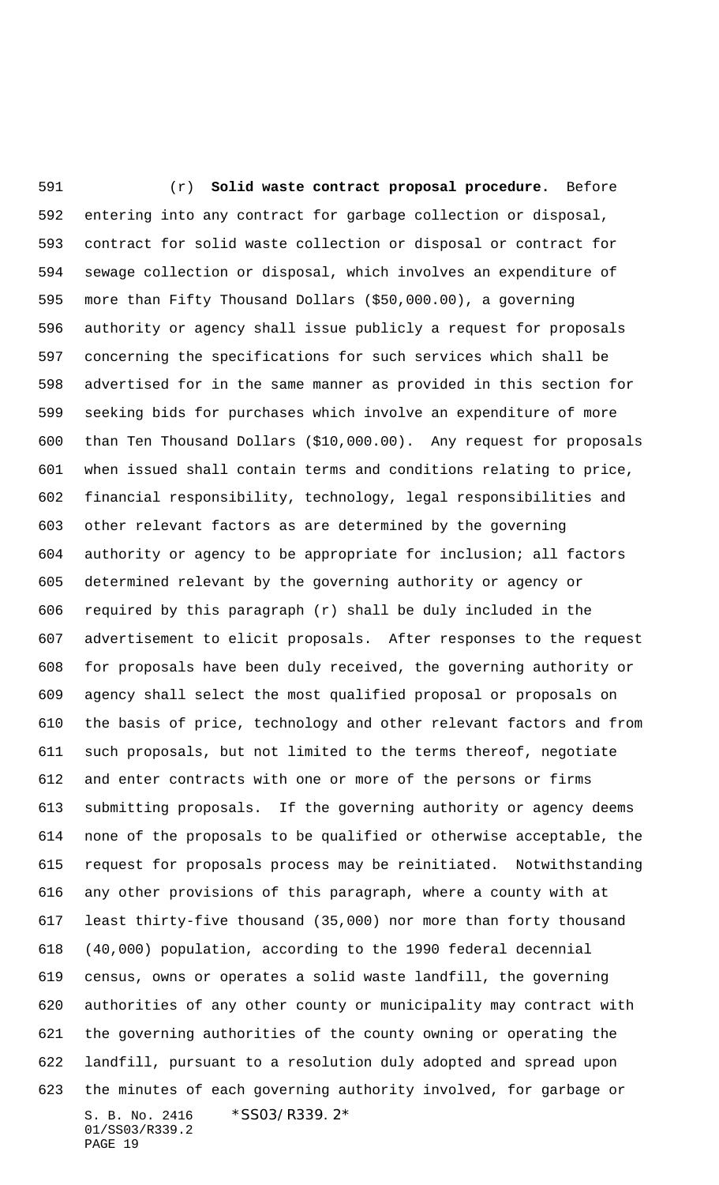(r) **Solid waste contract proposal procedure.** Before entering into any contract for garbage collection or disposal, contract for solid waste collection or disposal or contract for sewage collection or disposal, which involves an expenditure of more than Fifty Thousand Dollars ($50,000.00), a governing authority or agency shall issue publicly a request for proposals concerning the specifications for such services which shall be advertised for in the same manner as provided in this section for seeking bids for purchases which involve an expenditure of more than Ten Thousand Dollars ($10,000.00). Any request for proposals when issued shall contain terms and conditions relating to price, financial responsibility, technology, legal responsibilities and other relevant factors as are determined by the governing authority or agency to be appropriate for inclusion; all factors determined relevant by the governing authority or agency or required by this paragraph (r) shall be duly included in the advertisement to elicit proposals. After responses to the request for proposals have been duly received, the governing authority or agency shall select the most qualified proposal or proposals on the basis of price, technology and other relevant factors and from such proposals, but not limited to the terms thereof, negotiate and enter contracts with one or more of the persons or firms submitting proposals. If the governing authority or agency deems none of the proposals to be qualified or otherwise acceptable, the request for proposals process may be reinitiated. Notwithstanding any other provisions of this paragraph, where a county with at least thirty-five thousand (35,000) nor more than forty thousand (40,000) population, according to the 1990 federal decennial census, owns or operates a solid waste landfill, the governing authorities of any other county or municipality may contract with the governing authorities of the county owning or operating the landfill, pursuant to a resolution duly adopted and spread upon the minutes of each governing authority involved, for garbage or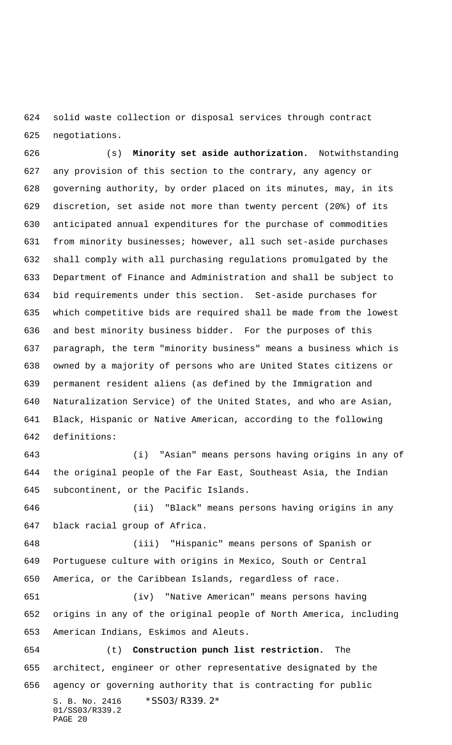solid waste collection or disposal services through contract negotiations.

(s) **Minority set aside authorization.** Notwithstanding any provision of this section to the contrary, any agency or governing authority, by order placed on its minutes, may, in its discretion, set aside not more than twenty percent (20%) of its anticipated annual expenditures for the purchase of commodities from minority businesses; however, all such set-aside purchases shall comply with all purchasing regulations promulgated by the Department of Finance and Administration and shall be subject to bid requirements under this section. Set-aside purchases for which competitive bids are required shall be made from the lowest and best minority business bidder. For the purposes of this paragraph, the term "minority business" means a business which is owned by a majority of persons who are United States citizens or permanent resident aliens (as defined by the Immigration and Naturalization Service) of the United States, and who are Asian, Black, Hispanic or Native American, according to the following definitions:

(i) "Asian" means persons having origins in any of the original people of the Far East, Southeast Asia, the Indian subcontinent, or the Pacific Islands.

(ii) "Black" means persons having origins in any black racial group of Africa.

(iii) "Hispanic" means persons of Spanish or Portuguese culture with origins in Mexico, South or Central America, or the Caribbean Islands, regardless of race.

(iv) "Native American" means persons having origins in any of the original people of North America, including American Indians, Eskimos and Aleuts.

(t) **Construction punch list restriction.** The architect, engineer or other representative designated by the agency or governing authority that is contracting for public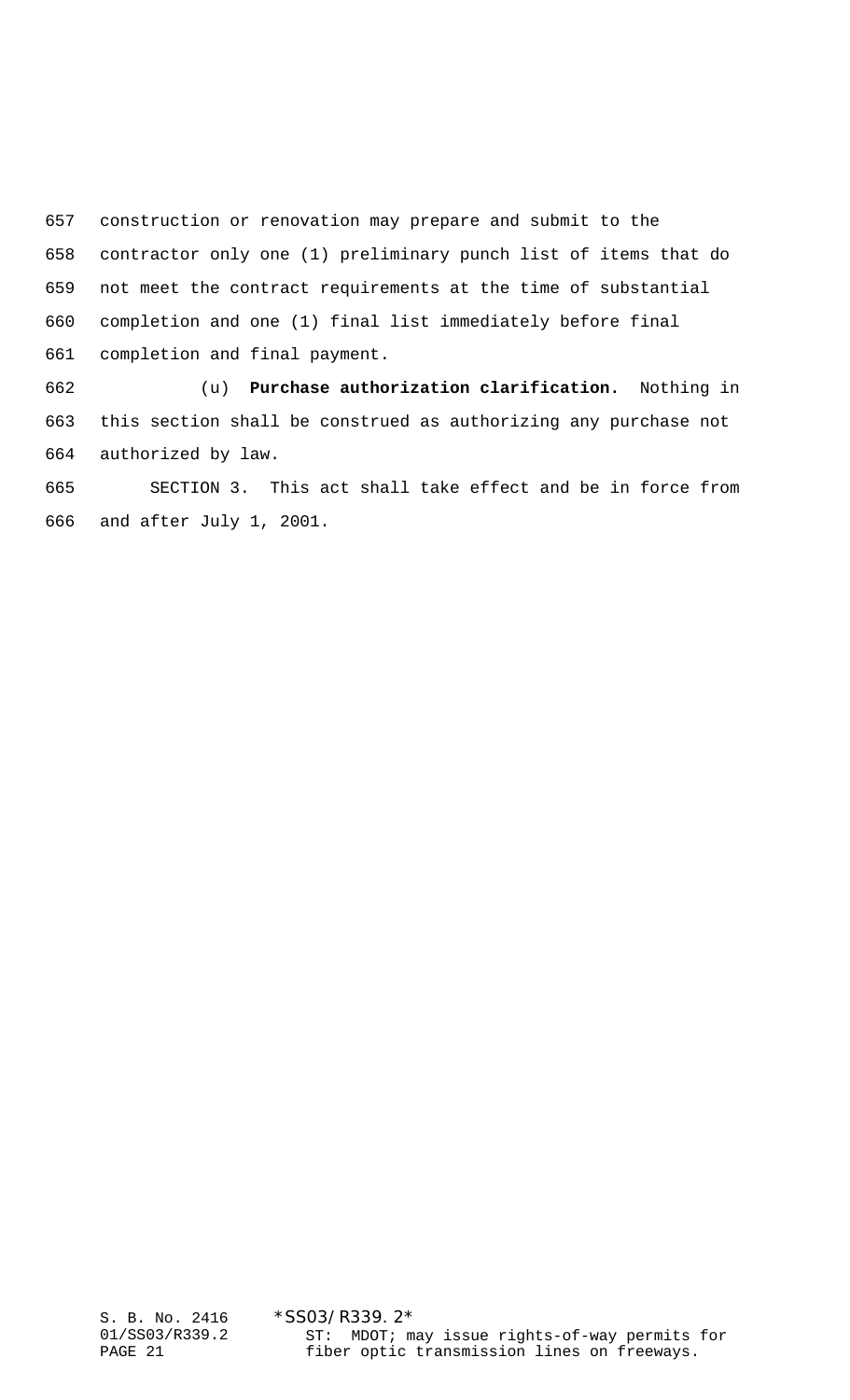construction or renovation may prepare and submit to the contractor only one (1) preliminary punch list of items that do not meet the contract requirements at the time of substantial completion and one (1) final list immediately before final completion and final payment.

(u) **Purchase authorization clarification.** Nothing in this section shall be construed as authorizing any purchase not authorized by law.

SECTION 3. This act shall take effect and be in force from and after July 1, 2001.